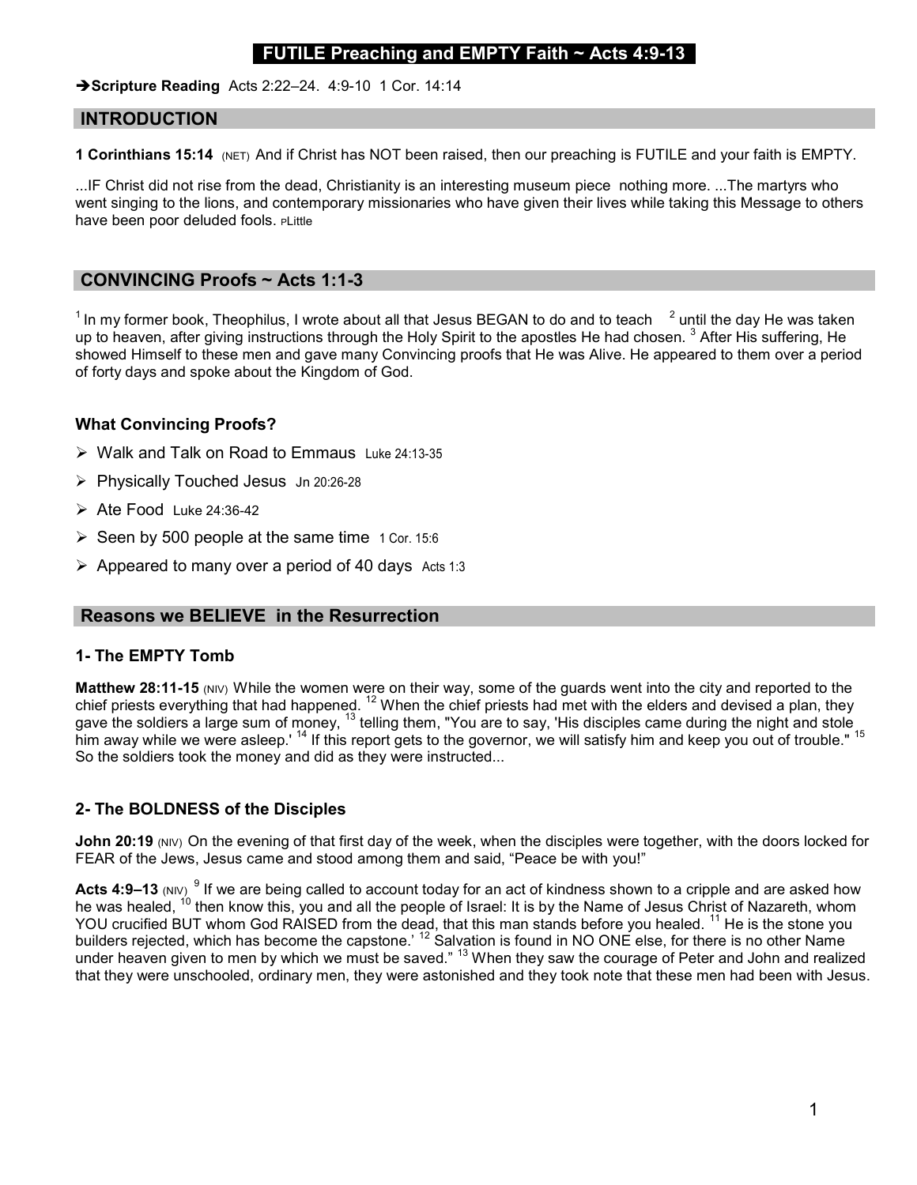# FUTILE Preaching and EMPTY Faith ~ Acts 4:9-13

➔**Scripture Reading** Acts 2:22–24. 4:9-10 1 Cor. 14:14

## INTRODUCTION

**1 Corinthians 15:14** (NET) And if Christ has NOT been raised, then our preaching is FUTILE and your faith is EMPTY.

...IF Christ did not rise from the dead, Christianity is an interesting museum piece nothing more. ...The martyrs who went singing to the lions, and contemporary missionaries who have given their lives while taking this Message to others have been poor deluded fools. PLittle

## CONVINCING Proofs ~ Acts 1:1-3

[1] In my former book, Theophilus, I wrote about all that Jesus BEGAN to do and to teach [2] until the day He was taken up to heaven, after giving instructions through the Holy Spirit to the apostles He had chosen. [3] After His suffering, He showed Himself to these men and gave many Convincing proofs that He was Alive. He appeared to them over a period of forty days and spoke about the Kingdom of God.

### What Convincing Proofs?

- Walk and Talk on Road to Emmaus Luke 24:13-35
- Physically Touched Jesus Jn 20:26-28
- Ate Food Luke 24:36-42
- Seen by 500 people at the same time 1 Cor. 15:6
- Appeared to many over a period of 40 days Acts 1:3

## Reasons we BELIEVE in the Resurrection

### 1- The EMPTY Tomb

**Matthew 28:11-15** (NIV) While the women were on their way, some of the guards went into the city and reported to the chief priests everything that had happened. [12] When the chief priests had met with the elders and devised a plan, they gave the soldiers a large sum of money, [13] telling them, "You are to say, 'His disciples came during the night and stole him away while we were asleep.' [14] If this report gets to the governor, we will satisfy him and keep you out of trouble." [15] So the soldiers took the money and did as they were instructed...

### 2- The BOLDNESS of the Disciples

**John 20:19** (NIV) On the evening of that first day of the week, when the disciples were together, with the doors locked for FEAR of the Jews, Jesus came and stood among them and said, "Peace be with you!"

**Acts 4:9–13** (NIV) [9] If we are being called to account today for an act of kindness shown to a cripple and are asked how he was healed, [10] then know this, you and all the people of Israel: It is by the Name of Jesus Christ of Nazareth, whom YOU crucified BUT whom God RAISED from the dead, that this man stands before you healed. [11] He is the stone you builders rejected, which has become the capstone.' [12] Salvation is found in NO ONE else, for there is no other Name under heaven given to men by which we must be saved." [13] When they saw the courage of Peter and John and realized that they were unschooled, ordinary men, they were astonished and they took note that these men had been with Jesus.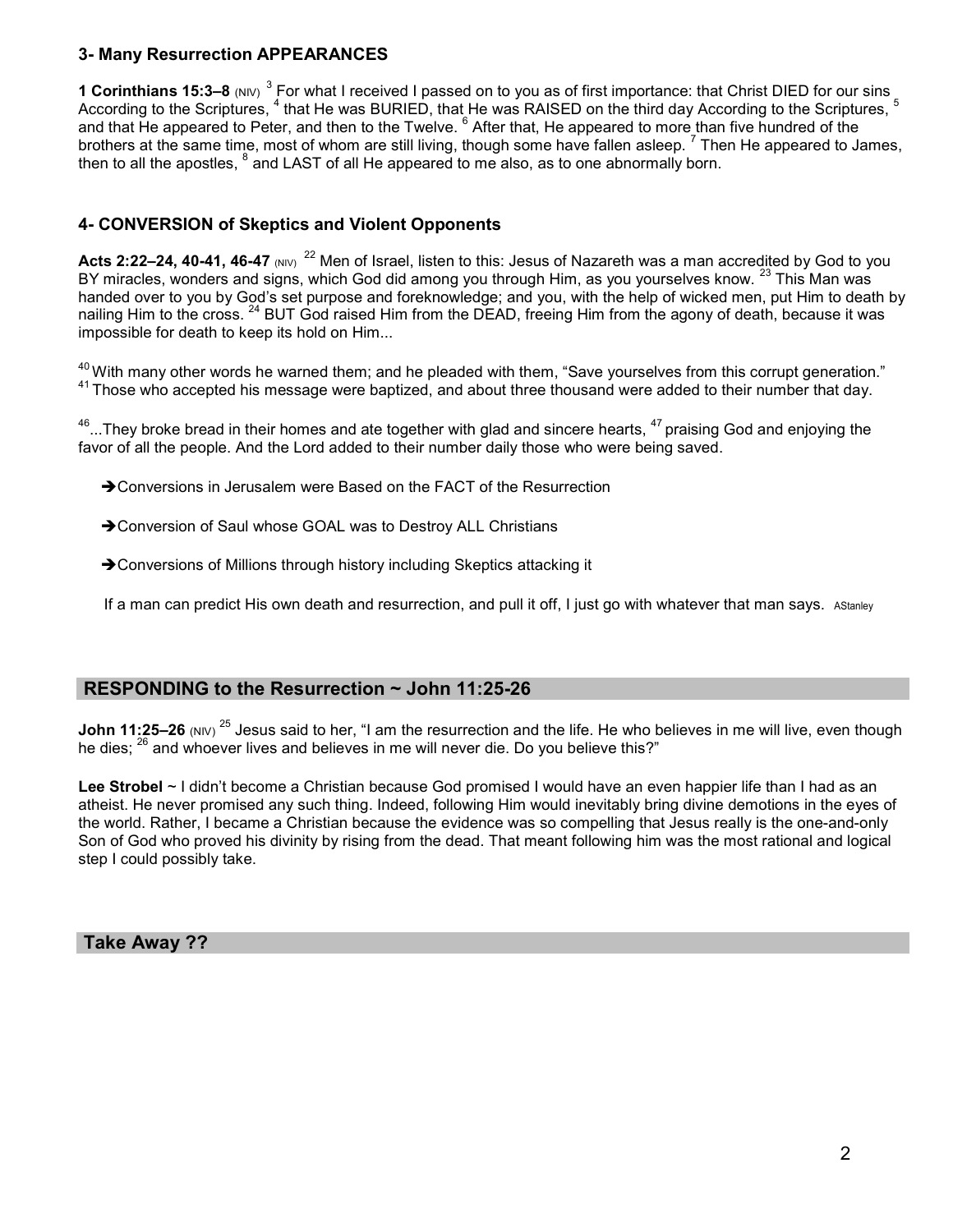### 3- Many Resurrection APPEARANCES

**1 Corinthians 15:3–8** (NIV) [3] For what I received I passed on to you as of first importance: that Christ DIED for our sins According to the Scriptures, [4] that He was BURIED, that He was RAISED on the third day According to the Scriptures, [5] and that He appeared to Peter, and then to the Twelve. [6] After that, He appeared to more than five hundred of the brothers at the same time, most of whom are still living, though some have fallen asleep. [7] Then He appeared to James, then to all the apostles, [8] and LAST of all He appeared to me also, as to one abnormally born.

### 4- CONVERSION of Skeptics and Violent Opponents

**Acts 2:22–24, 40-41, 46-47** (NIV) [22] Men of Israel, listen to this: Jesus of Nazareth was a man accredited by God to you BY miracles, wonders and signs, which God did among you through Him, as you yourselves know. [23] This Man was handed over to you by God's set purpose and foreknowledge; and you, with the help of wicked men, put Him to death by nailing Him to the cross. [24] BUT God raised Him from the DEAD, freeing Him from the agony of death, because it was impossible for death to keep its hold on Him...

[40] With many other words he warned them; and he pleaded with them, "Save yourselves from this corrupt generation." [41] Those who accepted his message were baptized, and about three thousand were added to their number that day.

[46]...They broke bread in their homes and ate together with glad and sincere hearts, [47] praising God and enjoying the favor of all the people. And the Lord added to their number daily those who were being saved.

- ➔Conversions in Jerusalem were Based on the FACT of the Resurrection
- ➔Conversion of Saul whose GOAL was to Destroy ALL Christians
- ➔Conversions of Millions through history including Skeptics attacking it

If a man can predict His own death and resurrection, and pull it off, I just go with whatever that man says. AStanley

## RESPONDING to the Resurrection ~ John 11:25-26

**John 11:25–26** (NIV) [25] Jesus said to her, "I am the resurrection and the life. He who believes in me will live, even though he dies; [26] and whoever lives and believes in me will never die. Do you believe this?"

**Lee Strobel** ~ I didn't become a Christian because God promised I would have an even happier life than I had as an atheist. He never promised any such thing. Indeed, following Him would inevitably bring divine demotions in the eyes of the world. Rather, I became a Christian because the evidence was so compelling that Jesus really is the one-and-only Son of God who proved his divinity by rising from the dead. That meant following him was the most rational and logical step I could possibly take.

## Take Away ??